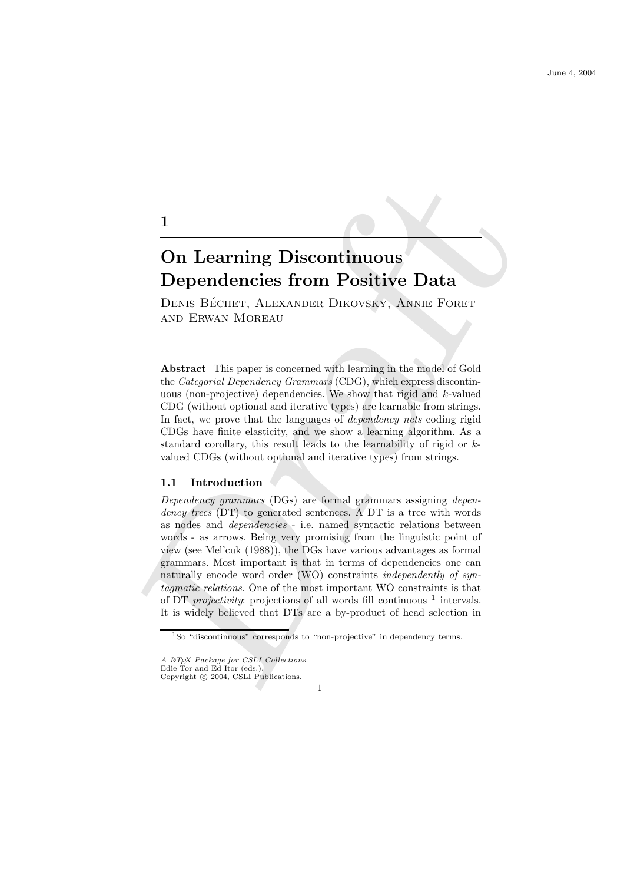# 1

## On Learning Discontinuous Dependencies from Positive Data

Denis Béchet, Alexander Dikovsky, Annie Foret and Erwan Moreau

**Abstract** This paper is concerned with learning in the model of Gold the *Categorial Dependency Grammars* (CDG), which express discontinuous (non-projective) dependencies. We show that rigid and $k$-valued CDG (without optional and iterative types) are learnable from strings. In fact, we prove that the languages of *dependency nets* coding rigid CDGs have finite elasticity, and we show a learning algorithm. As a standard corollary, this result leads to the learnability of rigid or $k$-valued CDGs (without optional and iterative types) from strings.

### 1.1 Introduction

*Dependency grammars* (DGs) are formal grammars assigning *dependency trees* (DT) to generated sentences. A DT is a tree with words as nodes and *dependencies* - i.e. named syntactic relations between words - as arrows. Being very promising from the linguistic point of view (see Mel'cuk (1988)), the DGs have various advantages as formal grammars. Most important is that in terms of dependencies one can naturally encode word order (WO) constraints *independently of syntagmatic relations*. One of the most important WO constraints is that of DT *projectivity*: projections of all words fill continuous [1] intervals. It is widely believed that DTs are a by-product of head selection in

[1] So "discontinuous" corresponds to "non-projective" in dependency terms.

*A LaTeX Package for CSLI Collections.*
Edie Tor and Ed Itor (eds.).
Copyright © 2004, CSLI Publications.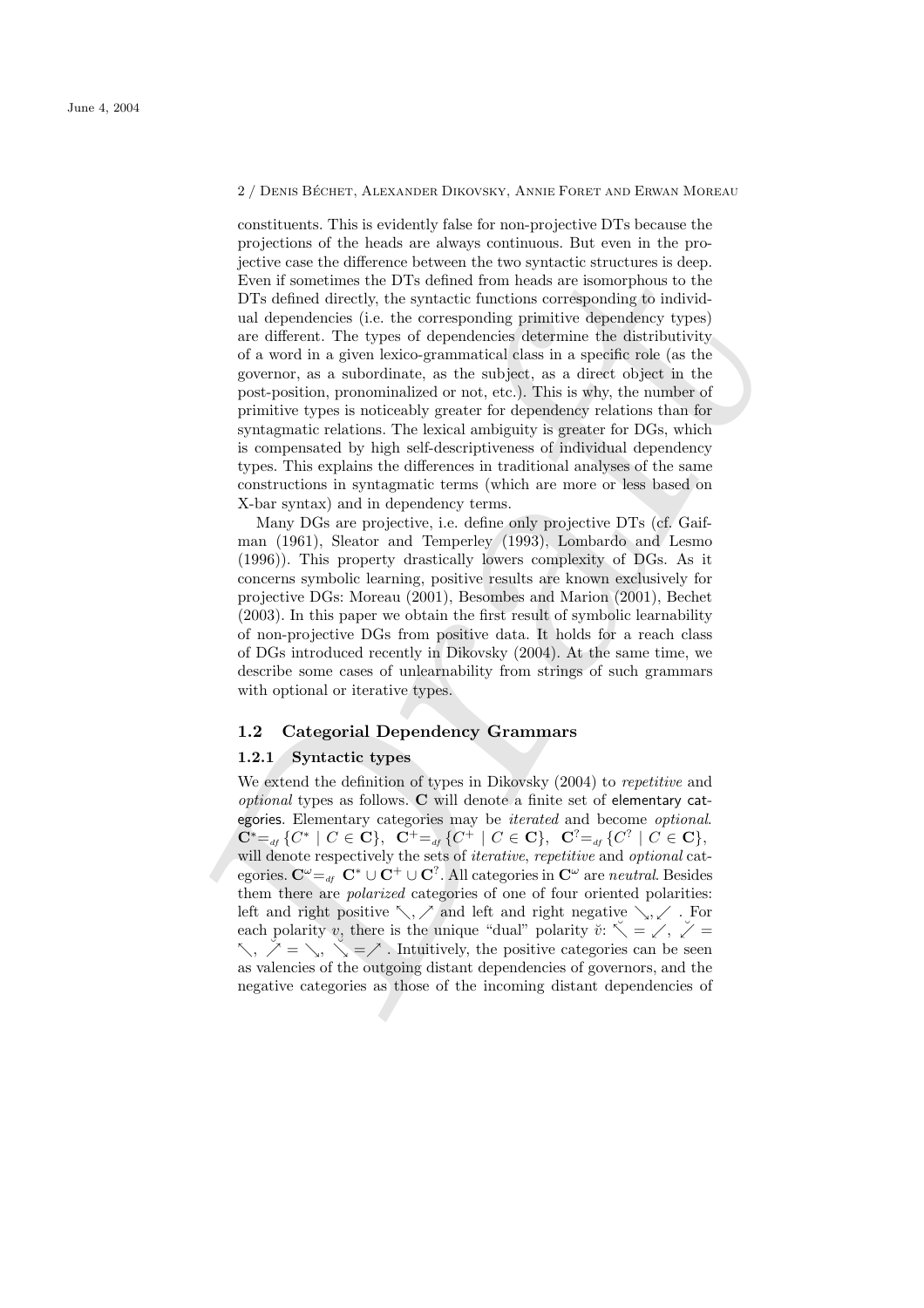constituents. This is evidently false for non-projective DTs because the projections of the heads are always continuous. But even in the projective case the difference between the two syntactic structures is deep. Even if sometimes the DTs defined from heads are isomorphous to the DTs defined directly, the syntactic functions corresponding to individual dependencies (i.e. the corresponding primitive dependency types) are different. The types of dependencies determine the distributivity of a word in a given lexico-grammatical class in a specific role (as the governor, as a subordinate, as the subject, as a direct object in the post-position, pronominalized or not, etc.). This is why, the number of primitive types is noticeably greater for dependency relations than for syntagmatic relations. The lexical ambiguity is greater for DGs, which is compensated by high self-descriptiveness of individual dependency types. This explains the differences in traditional analyses of the same constructions in syntagmatic terms (which are more or less based on X-bar syntax) and in dependency terms.

Many DGs are projective, i.e. define only projective DTs (cf. Gaifman (1961), Sleator and Temperley (1993), Lombardo and Lesmo (1996)). This property drastically lowers complexity of DGs. As it concerns symbolic learning, positive results are known exclusively for projective DGs: Moreau (2001), Besombes and Marion (2001), Bechet (2003). In this paper we obtain the first result of symbolic learnability of non-projective DGs from positive data. It holds for a reach class of DGs introduced recently in Dikovsky (2004). At the same time, we describe some cases of unlearnability from strings of such grammars with optional or iterative types.

## 1.2 Categorial Dependency Grammars

### 1.2.1 Syntactic types

We extend the definition of types in Dikovsky (2004) to *repetitive* and *optional* types as follows. $\mathbf{C}$ will denote a finite set of elementary categories. Elementary categories may be *iterated* and become *optional*. $\mathbf{C}^{*} =_{df} \{C^{*} \mid C \in \mathbf{C}\}$, $\mathbf{C}^{+} =_{df} \{C^{+} \mid C \in \mathbf{C}\}$, $\mathbf{C}^{?} =_{df} \{C^{?} \mid C \in \mathbf{C}\}$, will denote respectively the sets of *iterative*, *repetitive* and *optional* categories. $\mathbf{C}^{\omega} =_{df} \mathbf{C}^{*} \cup \mathbf{C}^{+} \cup \mathbf{C}^{?}$. All categories in $\mathbf{C}^{\omega}$ are *neutral*. Besides them there are *polarized* categories of one of four oriented polarities: left and right positive $\nwarrow, \nearrow$ and left and right negative $\searrow, \swarrow$. For each polarity $v$, there is the unique "dual" polarity $\breve{v}$: $\breve{\nwarrow} = \swarrow$, $\breve{\nearrow} = \nwarrow$, $\breve{\searrow} = \nearrow$. Intuitively, the positive categories can be seen as valencies of the outgoing distant dependencies of governors, and the negative categories as those of the incoming distant dependencies of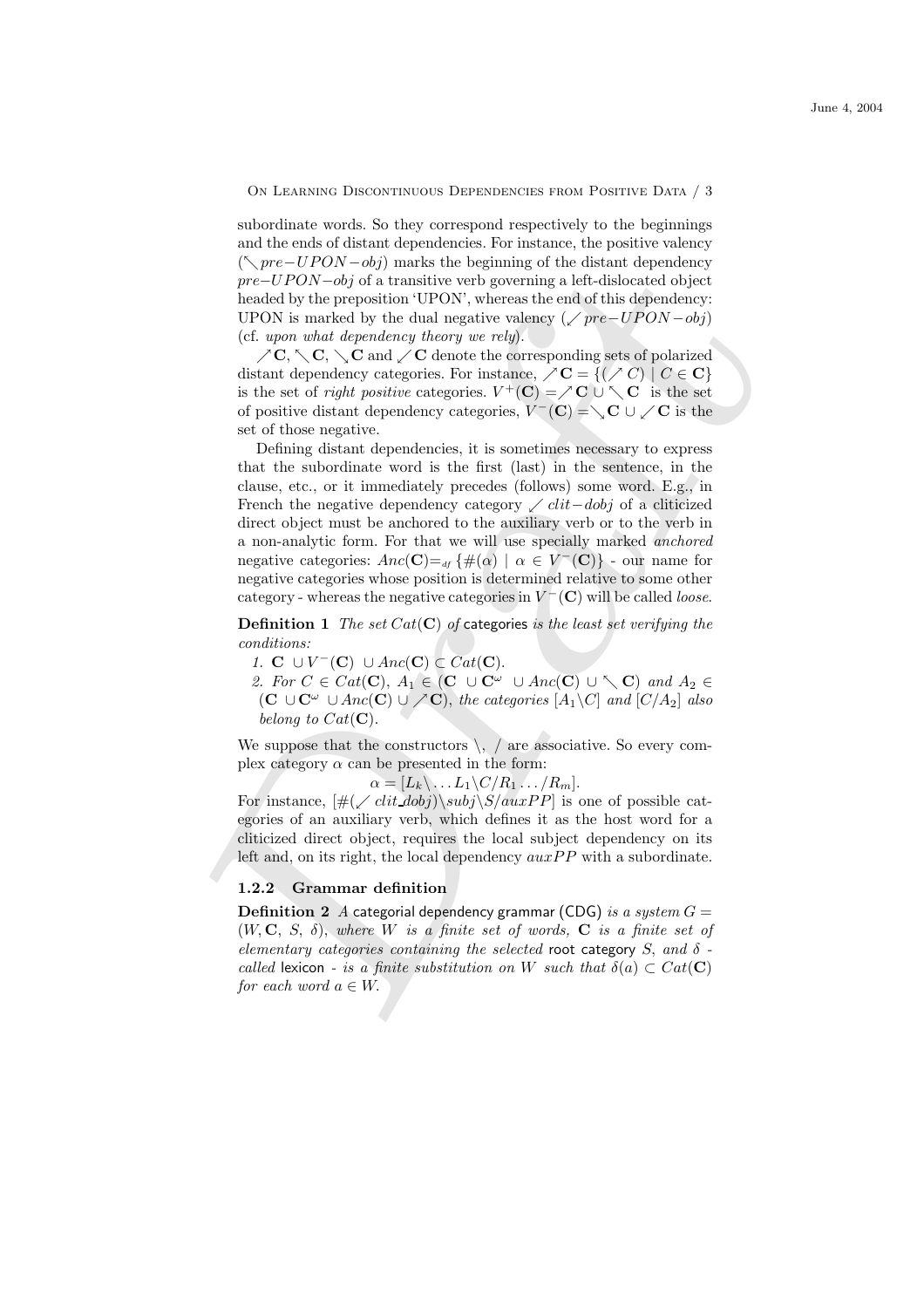subordinate words. So they correspond respectively to the beginnings and the ends of distant dependencies. For instance, the positive valency ($\nwarrow pre{-}UPON{-}obj$) marks the beginning of the distant dependency $pre{-}UPON{-}obj$ of a transitive verb governing a left-dislocated object headed by the preposition 'UPON', whereas the end of this dependency: UPON is marked by the dual negative valency ($\swarrow pre{-}UPON{-}obj$) (cf. *upon what dependency theory we rely*).

$\nearrow\mathbf{C}$, $\nwarrow\mathbf{C}$, $\searrow\mathbf{C}$ and $\swarrow\mathbf{C}$ denote the corresponding sets of polarized distant dependency categories. For instance, $\nearrow\mathbf{C} = \{(\nearrow C) \mid C \in \mathbf{C}\}$ is the set of *right positive* categories. $V^+(\mathbf{C}) = \nearrow\mathbf{C} \cup \nwarrow\mathbf{C}$ is the set of positive distant dependency categories, $V^-(\mathbf{C}) = \searrow\mathbf{C} \cup \swarrow\mathbf{C}$ is the set of those negative.

Defining distant dependencies, it is sometimes necessary to express that the subordinate word is the first (last) in the sentence, in the clause, etc., or it immediately precedes (follows) some word. E.g., in French the negative dependency category $\swarrow clit{-}dobj$ of a cliticized direct object must be anchored to the auxiliary verb or to the verb in a non-analytic form. For that we will use specially marked *anchored* negative categories: $Anc(\mathbf{C}) =_{df} \{\#(\alpha) \mid \alpha \in V^-(\mathbf{C})\}$ - our name for negative categories whose position is determined relative to some other category - whereas the negative categories in $V^-(\mathbf{C})$ will be called *loose*.

**Definition 1** *The set $Cat(\mathbf{C})$ of* categories *is the least set verifying the conditions:*

1. $\mathbf{C} \cup V^-(\mathbf{C}) \cup Anc(\mathbf{C}) \subset Cat(\mathbf{C})$.
2. *For $C \in Cat(\mathbf{C})$, $A_1 \in (\mathbf{C} \cup \mathbf{C}^\omega \cup Anc(\mathbf{C}) \cup \nwarrow\mathbf{C})$ and $A_2 \in (\mathbf{C} \cup \mathbf{C}^\omega \cup Anc(\mathbf{C}) \cup \nearrow\mathbf{C})$, the categories $[A_1\backslash C]$ and $[C/A_2]$ also belong to $Cat(\mathbf{C})$.*

We suppose that the constructors $\backslash$, $/$ are associative. So every complex category $\alpha$ can be presented in the form:

$$\alpha = [L_k\backslash \ldots L_1\backslash C/R_1 \ldots /R_m].$$

For instance, $[\#(\swarrow clit\_dobj)\backslash subj\backslash S/auxPP]$ is one of possible categories of an auxiliary verb, which defines it as the host word for a cliticized direct object, requires the local subject dependency on its left and, on its right, the local dependency $auxPP$ with a subordinate.

### 1.2.2 Grammar definition

**Definition 2** *A* categorial dependency grammar (CDG) *is a system $G = (W, \mathbf{C}, S, \delta)$, where $W$ is a finite set of words, $\mathbf{C}$ is a finite set of elementary categories containing the selected* root category *$S$, and $\delta$ - called* lexicon *- is a finite substitution on $W$ such that $\delta(a) \subset Cat(\mathbf{C})$ for each word $a \in W$.*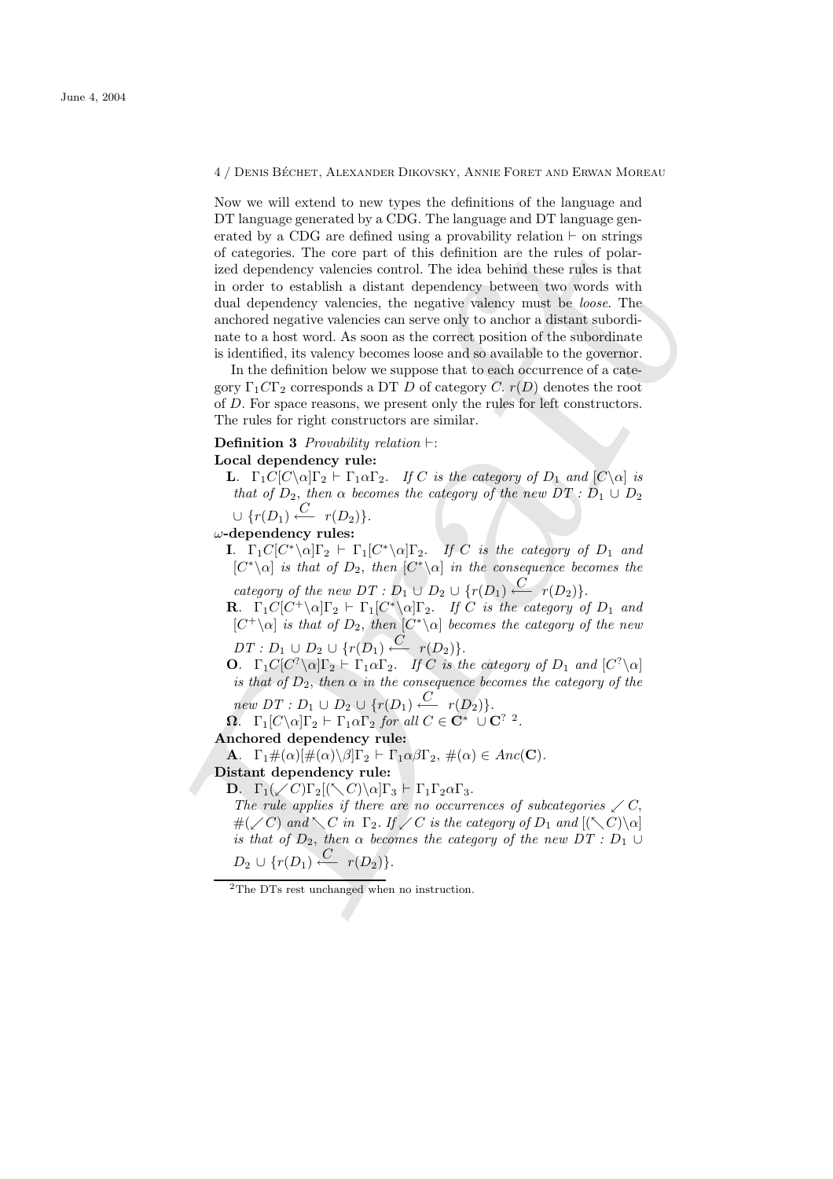Now we will extend to new types the definitions of the language and DT language generated by a CDG. The language and DT language generated by a CDG are defined using a provability relation $\vdash$ on strings of categories. The core part of this definition are the rules of polarized dependency valencies control. The idea behind these rules is that in order to establish a distant dependency between two words with dual dependency valencies, the negative valency must be *loose*. The anchored negative valencies can serve only to anchor a distant subordinate to a host word. As soon as the correct position of the subordinate is identified, its valency becomes loose and so available to the governor.

In the definition below we suppose that to each occurrence of a category $\Gamma_1 C \Gamma_2$ corresponds a DT $D$ of category $C$. $r(D)$ denotes the root of $D$. For space reasons, we present only the rules for left constructors. The rules for right constructors are similar.

**Definition 3** *Provability relation* $\vdash$:

**Local dependency rule:**

**L**. $\Gamma_1 C[C\backslash\alpha]\Gamma_2 \vdash \Gamma_1\alpha\Gamma_2$. *If $C$ is the category of $D_1$ and $[C\backslash\alpha]$ is that of $D_2$, then $\alpha$ becomes the category of the new DT : $D_1 \cup D_2 \cup \{r(D_1) \overset{C}{\longleftarrow} r(D_2)\}$.*

**$\omega$-dependency rules:**

**I**. $\Gamma_1 C[C^*\backslash\alpha]\Gamma_2 \vdash \Gamma_1[C^*\backslash\alpha]\Gamma_2$. *If $C$ is the category of $D_1$ and $[C^*\backslash\alpha]$ is that of $D_2$, then $[C^*\backslash\alpha]$ in the consequence becomes the category of the new DT : $D_1 \cup D_2 \cup \{r(D_1) \overset{C}{\longleftarrow} r(D_2)\}$.*

**R**. $\Gamma_1 C[C^+\backslash\alpha]\Gamma_2 \vdash \Gamma_1[C^*\backslash\alpha]\Gamma_2$. *If $C$ is the category of $D_1$ and $[C^+\backslash\alpha]$ is that of $D_2$, then $[C^*\backslash\alpha]$ becomes the category of the new DT : $D_1 \cup D_2 \cup \{r(D_1) \overset{C}{\longleftarrow} r(D_2)\}$.*

**O**. $\Gamma_1 C[C^?\backslash\alpha]\Gamma_2 \vdash \Gamma_1\alpha\Gamma_2$. *If $C$ is the category of $D_1$ and $[C^?\backslash\alpha]$ is that of $D_2$, then $\alpha$ in the consequence becomes the category of the new DT : $D_1 \cup D_2 \cup \{r(D_1) \overset{C}{\longleftarrow} r(D_2)\}$.*

**$\Omega$**. $\Gamma_1[C\backslash\alpha]\Gamma_2 \vdash \Gamma_1\alpha\Gamma_2$ *for all $C \in \mathbf{C}^* \cup \mathbf{C}^?$* [2].

**Anchored dependency rule:**

**A**. $\Gamma_1\#(\alpha)[\#(\alpha)\backslash\beta]\Gamma_2 \vdash \Gamma_1\alpha\beta\Gamma_2$, $\#(\alpha) \in Anc(\mathbf{C})$.

**Distant dependency rule:**

**D**. $\Gamma_1(\swarrow C)\Gamma_2[(\nwarrow C)\backslash\alpha]\Gamma_3 \vdash \Gamma_1\Gamma_2\alpha\Gamma_3$.
*The rule applies if there are no occurrences of subcategories $\swarrow C$, $\#(\swarrow C)$ and $\nwarrow C$ in $\Gamma_2$. If $\swarrow C$ is the category of $D_1$ and $[(\nwarrow C)\backslash\alpha]$ is that of $D_2$, then $\alpha$ becomes the category of the new DT : $D_1 \cup D_2 \cup \{r(D_1) \overset{C}{\longleftarrow} r(D_2)\}$.*

[2] The DTs rest unchanged when no instruction.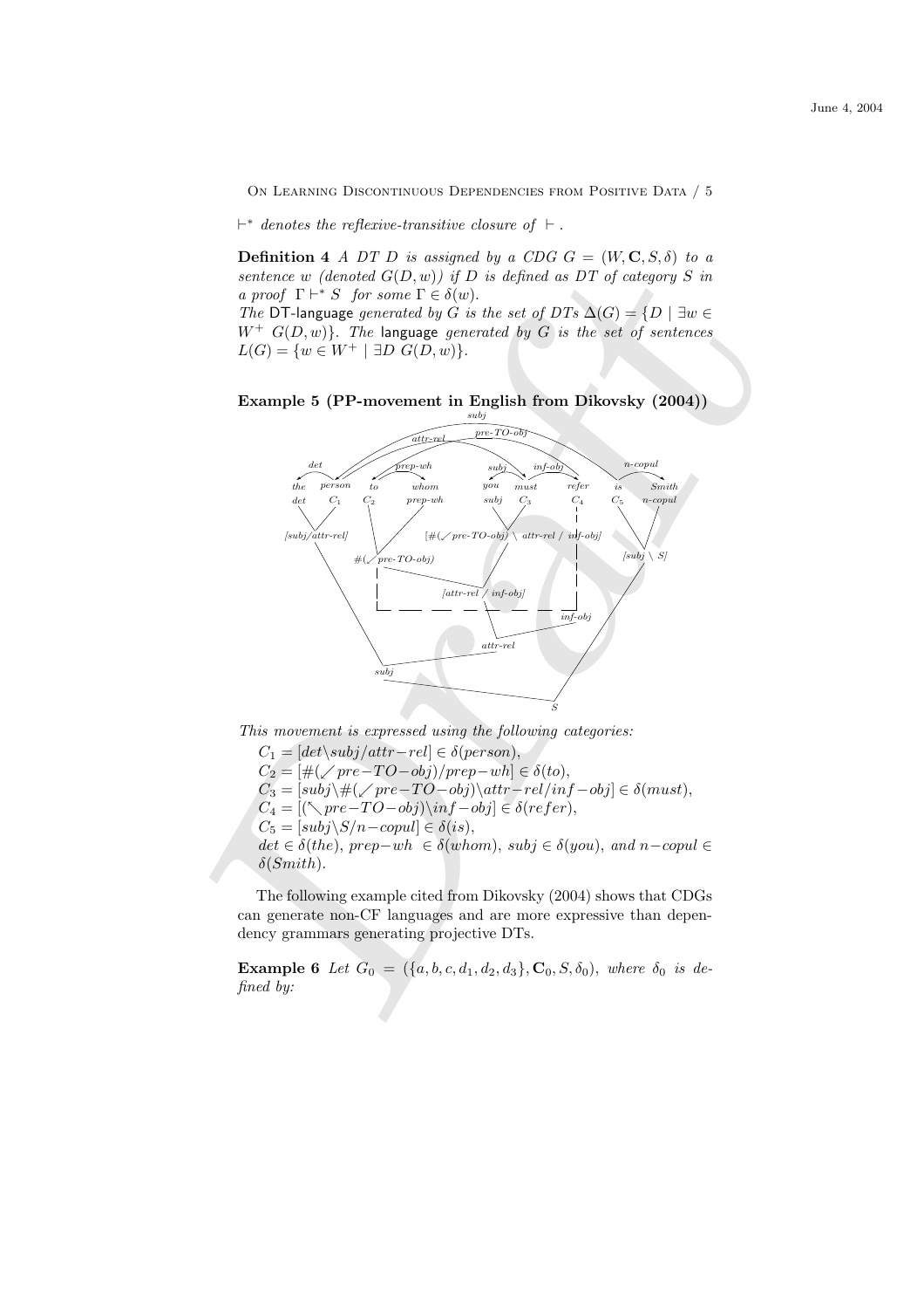$\vdash^*$ *denotes the reflexive-transitive closure of* $\vdash$ .

**Definition 4** *A DT D is assigned by a CDG* $G = (W, \mathbf{C}, S, \delta)$ *to a sentence w (denoted* $G(D, w)$*) if D is defined as DT of category S in a proof* $\Gamma \vdash^* S$ *for some* $\Gamma \in \delta(w)$.
*The* DT-language *generated by G is the set of DTs* $\Delta(G) = \{D \mid \exists w \in W^+ \; G(D, w)\}$. *The* language *generated by G is the set of sentences* $L(G) = \{w \in W^+ \mid \exists D \; G(D, w)\}$.

**Example 5 (PP-movement in English from Dikovsky (2004))**

*This movement is expressed using the following categories:*

$C_1 = [det\backslash subj/attr{-}rel] \in \delta(person)$,
$C_2 = [\#(\swarrow pre{-}TO{-}obj)/prep{-}wh] \in \delta(to)$,
$C_3 = [subj\backslash\#(\swarrow pre{-}TO{-}obj)\backslash attr{-}rel/inf{-}obj] \in \delta(must)$,
$C_4 = [(\nwarrow pre{-}TO{-}obj)\backslash inf{-}obj] \in \delta(refer)$,
$C_5 = [subj\backslash S/n{-}copul] \in \delta(is)$,
$det \in \delta(the)$, $prep{-}wh \in \delta(whom)$, $subj \in \delta(you)$, *and* $n{-}copul \in \delta(Smith)$.

The following example cited from Dikovsky (2004) shows that CDGs can generate non-CF languages and are more expressive than dependency grammars generating projective DTs.

**Example 6** *Let* $G_0 = (\{a, b, c, d_1, d_2, d_3\}, \mathbf{C}_0, S, \delta_0)$, *where* $\delta_0$ *is defined by:*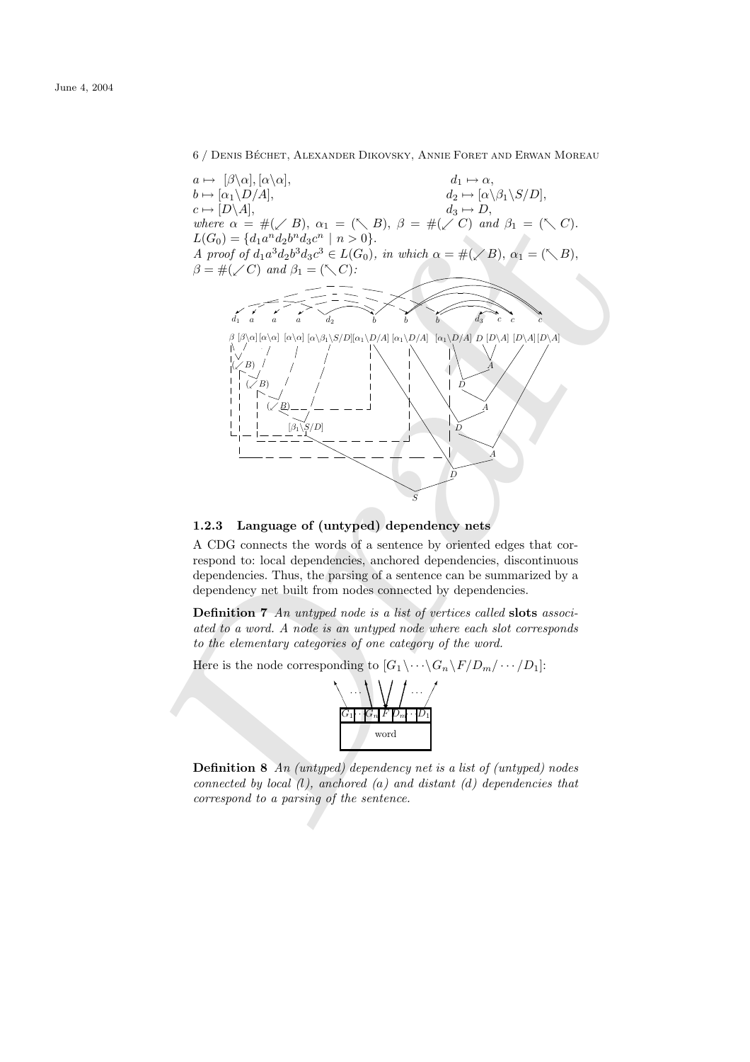$a \mapsto [\beta\backslash\alpha], [\alpha\backslash\alpha]$, $\quad d_1 \mapsto \alpha$,
$b \mapsto [\alpha_1\backslash D/A]$, $\quad d_2 \mapsto [\alpha\backslash\beta_1\backslash S/D]$,
$c \mapsto [D\backslash A]$, $\quad d_3 \mapsto D$,
*where* $\alpha = \#(\swarrow B)$, $\alpha_1 = (\nwarrow B)$, $\beta = \#(\swarrow C)$ *and* $\beta_1 = (\nwarrow C)$.
$L(G_0) = \{d_1 a^n d_2 b^n d_3 c^n \mid n > 0\}$.
*A proof of* $d_1 a^3 d_2 b^3 d_3 c^3 \in L(G_0)$*, in which* $\alpha = \#(\swarrow B)$, $\alpha_1 = (\nwarrow B)$, $\beta = \#(\swarrow C)$ *and* $\beta_1 = (\nwarrow C)$*:*

### 1.2.3 Language of (untyped) dependency nets

A CDG connects the words of a sentence by oriented edges that correspond to: local dependencies, anchored dependencies, discontinuous dependencies. Thus, the parsing of a sentence can be summarized by a dependency net built from nodes connected by dependencies.

**Definition 7** *An untyped node is a list of vertices called* **slots** *associated to a word. A node is an untyped node where each slot corresponds to the elementary categories of one category of the word.*

Here is the node corresponding to $[G_1\backslash\cdots\backslash G_n\backslash F/D_m/\cdots/D_1]$:

**Definition 8** *An (untyped) dependency net is a list of (untyped) nodes connected by local (l), anchored (a) and distant (d) dependencies that correspond to a parsing of the sentence.*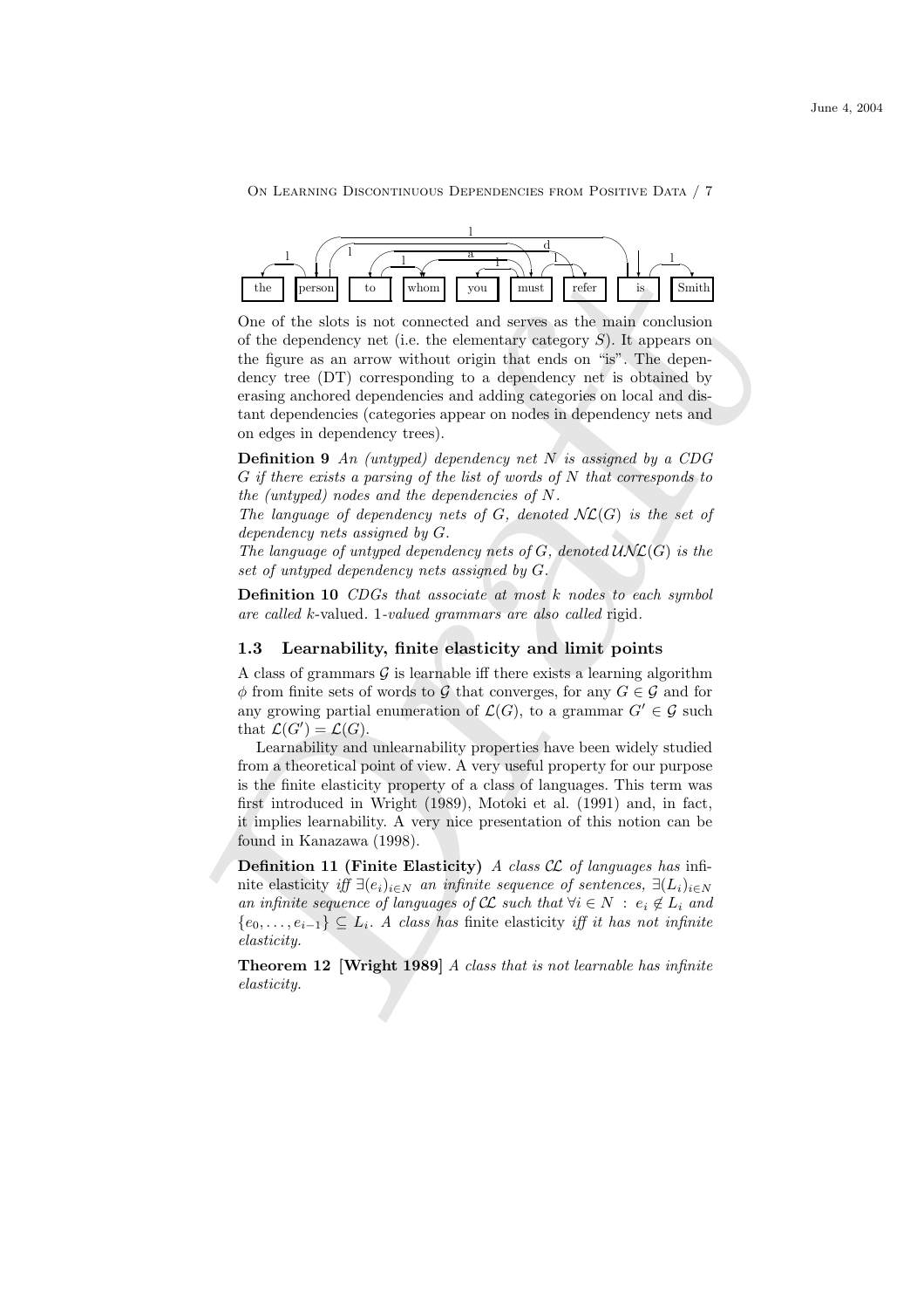the person to whom you must refer is Smith

One of the slots is not connected and serves as the main conclusion of the dependency net (i.e. the elementary category $S$). It appears on the figure as an arrow without origin that ends on "is". The dependency tree (DT) corresponding to a dependency net is obtained by erasing anchored dependencies and adding categories on local and distant dependencies (categories appear on nodes in dependency nets and on edges in dependency trees).

**Definition 9** *An (untyped) dependency net $N$ is assigned by a CDG $G$ if there exists a parsing of the list of words of $N$ that corresponds to the (untyped) nodes and the dependencies of $N$.*
*The language of dependency nets of $G$, denoted $\mathcal{NL}(G)$ is the set of dependency nets assigned by $G$.*
*The language of untyped dependency nets of $G$, denoted $\mathcal{UNL}(G)$ is the set of untyped dependency nets assigned by $G$.*

**Definition 10** *CDGs that associate at most $k$ nodes to each symbol are called* $k$-valued. *1-valued grammars are also called* rigid.

### 1.3 Learnability, finite elasticity and limit points

A class of grammars $\mathcal{G}$ is learnable iff there exists a learning algorithm $\phi$ from finite sets of words to $\mathcal{G}$ that converges, for any $G \in \mathcal{G}$ and for any growing partial enumeration of $\mathcal{L}(G)$, to a grammar $G' \in \mathcal{G}$ such that $\mathcal{L}(G') = \mathcal{L}(G)$.

Learnability and unlearnability properties have been widely studied from a theoretical point of view. A very useful property for our purpose is the finite elasticity property of a class of languages. This term was first introduced in Wright (1989), Motoki et al. (1991) and, in fact, it implies learnability. A very nice presentation of this notion can be found in Kanazawa (1998).

**Definition 11 (Finite Elasticity)** *A class $\mathcal{CL}$ of languages has* infinite elasticity *iff $\exists (e_i)_{i \in N}$ an infinite sequence of sentences, $\exists (L_i)_{i \in N}$ an infinite sequence of languages of $\mathcal{CL}$ such that $\forall i \in N : e_i \notin L_i$ and $\{e_0, \ldots, e_{i-1}\} \subseteq L_i$. A class has* finite elasticity *iff it has not infinite elasticity.*

**Theorem 12 [Wright 1989]** *A class that is not learnable has infinite elasticity.*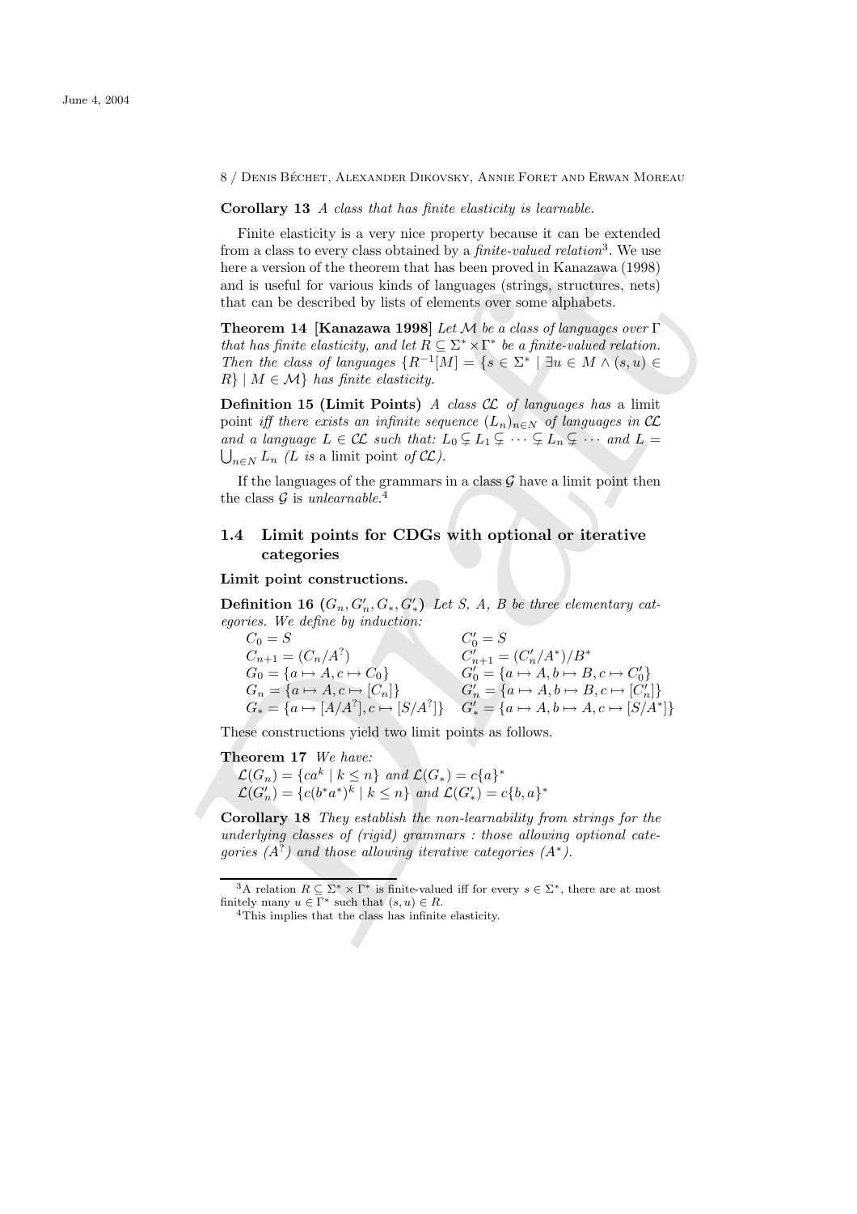**Corollary 13** *A class that has finite elasticity is learnable.*

Finite elasticity is a very nice property because it can be extended from a class to every class obtained by a *finite-valued relation*[3]. We use here a version of the theorem that has been proved in Kanazawa (1998) and is useful for various kinds of languages (strings, structures, nets) that can be described by lists of elements over some alphabets.

**Theorem 14** **[Kanazawa 1998]** *Let $\mathcal{M}$ be a class of languages over $\Gamma$ that has finite elasticity, and let $R \subseteq \Sigma^* \times \Gamma^*$ be a finite-valued relation. Then the class of languages $\{R^{-1}[M] = \{s \in \Sigma^* \mid \exists u \in M \wedge (s,u) \in R\} \mid M \in \mathcal{M}\}$ has finite elasticity.*

**Definition 15 (Limit Points)** *A class $\mathcal{CL}$ of languages has* a limit point *iff there exists an infinite sequence $(L_n)_{n \in N}$ of languages in $\mathcal{CL}$ and a language $L \in \mathcal{CL}$ such that: $L_0 \subsetneq L_1 \subsetneq \cdots \subsetneq L_n \subsetneq \cdots$ and $L = \bigcup_{n \in N} L_n$ ($L$ is* a limit point *of $\mathcal{CL}$).*

If the languages of the grammars in a class $\mathcal{G}$ have a limit point then the class $\mathcal{G}$ is *unlearnable*.[4]

## 1.4 Limit points for CDGs with optional or iterative categories

**Limit point constructions.**

**Definition 16** **($G_n, G'_n, G_*, G'_*$)** *Let $S$, $A$, $B$ be three elementary categories. We define by induction:*

$$
\begin{array}{ll}
C_0 = S & C'_0 = S \\
C_{n+1} = (C_n / A^?) & C'_{n+1} = (C'_n / A^*)/B^* \\
G_0 = \{a \mapsto A, c \mapsto C_0\} & G'_0 = \{a \mapsto A, b \mapsto B, c \mapsto C'_0\} \\
G_n = \{a \mapsto A, c \mapsto [C_n]\} & G'_n = \{a \mapsto A, b \mapsto B, c \mapsto [C'_n]\} \\
G_* = \{a \mapsto [A/A^?], c \mapsto [S/A^?]\} & G'_* = \{a \mapsto A, b \mapsto A, c \mapsto [S/A^*]\}
\end{array}
$$

These constructions yield two limit points as follows.

**Theorem 17** *We have:*

$\mathcal{L}(G_n) = \{ca^k \mid k \leq n\}$ *and* $\mathcal{L}(G_*) = c\{a\}^*$

$\mathcal{L}(G'_n) = \{c(b^* a^*)^k \mid k \leq n\}$ *and* $\mathcal{L}(G'_*) = c\{b,a\}^*$

**Corollary 18** *They establish the non-learnability from strings for the underlying classes of (rigid) grammars : those allowing optional categories ($A^?$) and those allowing iterative categories ($A^*$).*

---

[3] A relation $R \subseteq \Sigma^* \times \Gamma^*$ is finite-valued iff for every $s \in \Sigma^*$, there are at most finitely many $u \in \Gamma^*$ such that $(s,u) \in R$.

[4] This implies that the class has infinite elasticity.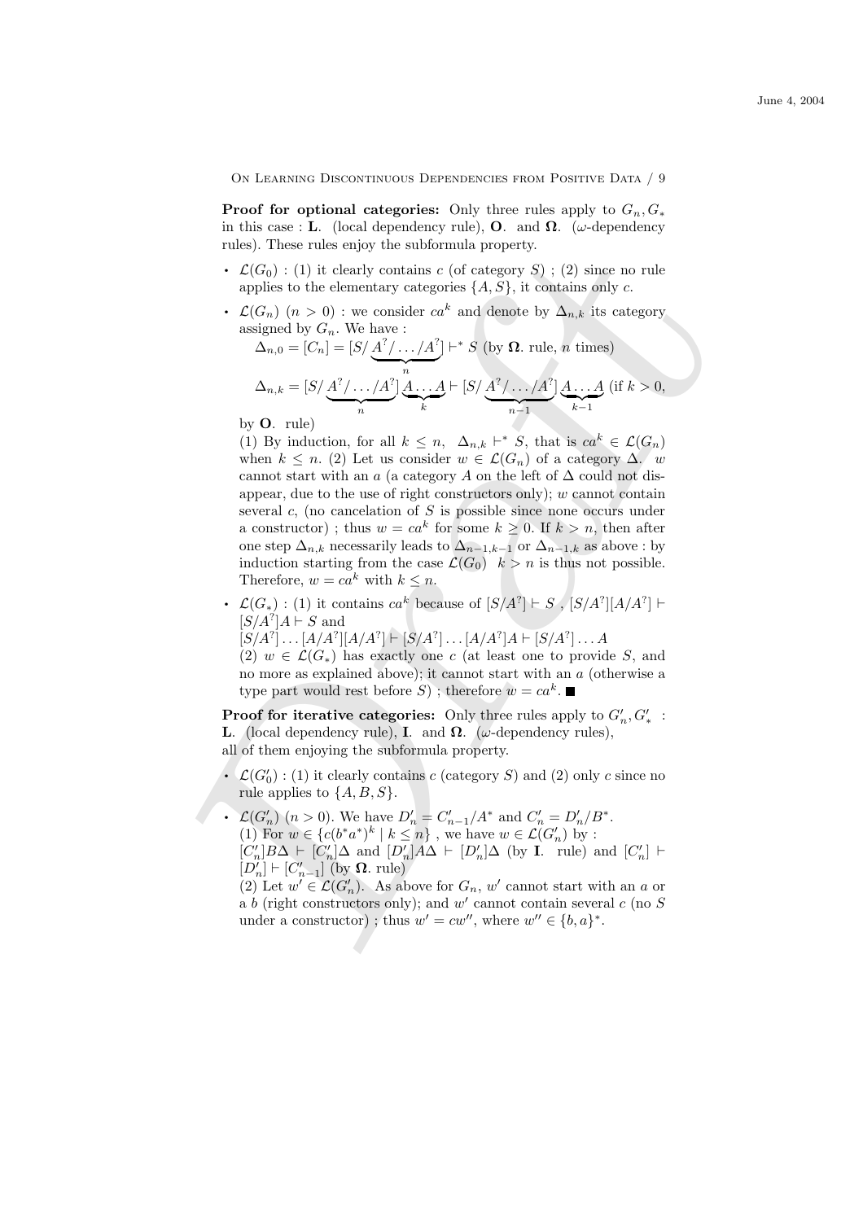**Proof for optional categories:** Only three rules apply to $G_n, G_*$ in this case : **L**. (local dependency rule), **O**. and **Ω**. ($\omega$-dependency rules). These rules enjoy the subformula property.

- $\mathcal{L}(G_0)$ : (1) it clearly contains $c$ (of category $S$) ; (2) since no rule applies to the elementary categories $\{A, S\}$, it contains only $c$.

- $\mathcal{L}(G_n)$ $(n > 0)$ : we consider $ca^k$ and denote by $\Delta_{n,k}$ its category assigned by $G_n$. We have :

  $\Delta_{n,0} = [C_n] = [S/\underbrace{A^?/\ldots/A^?}_{n}] \vdash^* S$ (by **Ω**. rule, $n$ times)

  $\Delta_{n,k} = [S/\underbrace{A^?/\ldots/A^?}_{n}]\underbrace{A\ldots A}_{k} \vdash [S/\underbrace{A^?/\ldots/A^?}_{n-1}]\underbrace{A\ldots A}_{k-1}$ (if $k > 0$, by **O**. rule)

  (1) By induction, for all $k \leq n$, $\Delta_{n,k} \vdash^* S$, that is $ca^k \in \mathcal{L}(G_n)$ when $k \leq n$. (2) Let us consider $w \in \mathcal{L}(G_n)$ of a category $\Delta$. $w$ cannot start with an $a$ (a category $A$ on the left of $\Delta$ could not disappear, due to the use of right constructors only); $w$ cannot contain several $c$, (no cancelation of $S$ is possible since none occurs under a constructor) ; thus $w = ca^k$ for some $k \geq 0$. If $k > n$, then after one step $\Delta_{n,k}$ necessarily leads to $\Delta_{n-1,k-1}$ or $\Delta_{n-1,k}$ as above : by induction starting from the case $\mathcal{L}(G_0)$ $k > n$ is thus not possible. Therefore, $w = ca^k$ with $k \leq n$.

- $\mathcal{L}(G_*)$ : (1) it contains $ca^k$ because of $[S/A^?] \vdash S$ , $[S/A^?][A/A^?] \vdash [S/A^?]A \vdash S$ and
  $[S/A^?]\ldots[A/A^?][A/A^?] \vdash [S/A^?]\ldots[A/A^?]A \vdash [S/A^?]\ldots A$
  (2) $w \in \mathcal{L}(G_*)$ has exactly one $c$ (at least one to provide $S$, and no more as explained above); it cannot start with an $a$ (otherwise a type part would rest before $S$) ; therefore $w = ca^k$. ■

**Proof for iterative categories:** Only three rules apply to $G'_n, G'_*$ : **L**. (local dependency rule), **I**. and **Ω**. ($\omega$-dependency rules), all of them enjoying the subformula property.

- $\mathcal{L}(G'_0)$ : (1) it clearly contains $c$ (category $S$) and (2) only $c$ since no rule applies to $\{A, B, S\}$.

- $\mathcal{L}(G'_n)$ $(n > 0)$. We have $D'_n = C'_{n-1}/A^*$ and $C'_n = D'_n/B^*$.
  (1) For $w \in \{c(b^*a^*)^k \mid k \leq n\}$ , we have $w \in \mathcal{L}(G'_n)$ by :
  $[C'_n]B\Delta \vdash [C'_n]\Delta$ and $[D'_n]A\Delta \vdash [D'_n]\Delta$ (by **I**. rule) and $[C'_n] \vdash [D'_n] \vdash [C'_{n-1}]$ (by **Ω**. rule)
  (2) Let $w' \in \mathcal{L}(G'_n)$. As above for $G_n$, $w'$ cannot start with an $a$ or a $b$ (right constructors only); and $w'$ cannot contain several $c$ (no $S$ under a constructor) ; thus $w' = cw''$, where $w'' \in \{b, a\}^*$.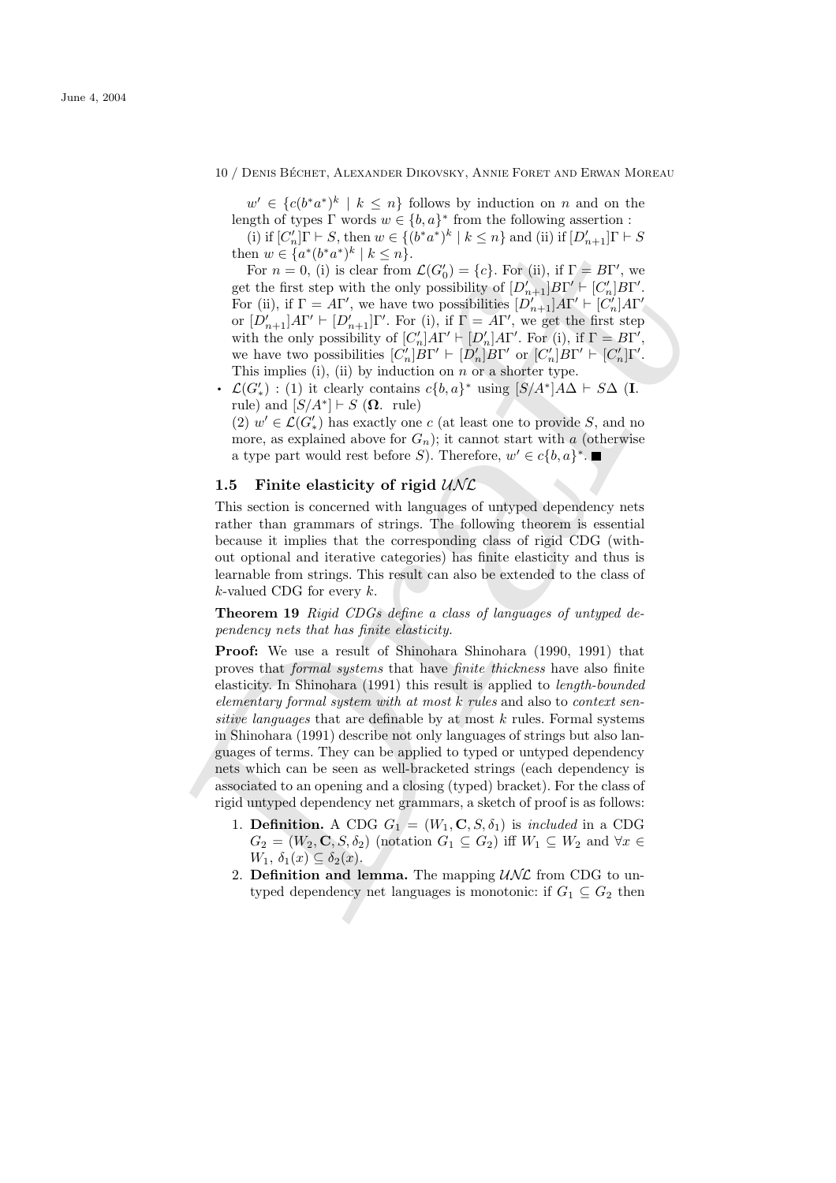$w' \in \{c(b^*a^*)^k \mid k \leq n\}$ follows by induction on $n$ and on the length of types $\Gamma$ words $w \in \{b,a\}^*$ from the following assertion :

(i) if $[C'_n]\Gamma \vdash S$, then $w \in \{(b^*a^*)^k \mid k \leq n\}$ and (ii) if $[D'_{n+1}]\Gamma \vdash S$ then $w \in \{a^*(b^*a^*)^k \mid k \leq n\}$.

For $n = 0$, (i) is clear from $\mathcal{L}(G'_0) = \{c\}$. For (ii), if $\Gamma = B\Gamma'$, we get the first step with the only possibility of $[D'_{n+1}]B\Gamma' \vdash [C'_n]B\Gamma'$. For (ii), if $\Gamma = A\Gamma'$, we have two possibilities $[D'_{n+1}]A\Gamma' \vdash [C'_n]A\Gamma'$ or $[D'_{n+1}]A\Gamma' \vdash [D'_{n+1}]\Gamma'$. For (i), if $\Gamma = A\Gamma'$, we get the first step with the only possibility of $[C'_n]A\Gamma' \vdash [D'_n]A\Gamma'$. For (i), if $\Gamma = B\Gamma'$, we have two possibilities $[C'_n]B\Gamma' \vdash [D'_n]B\Gamma'$ or $[C'_n]B\Gamma' \vdash [C'_n]\Gamma'$. This implies (i), (ii) by induction on $n$ or a shorter type.

- $\mathcal{L}(G'_*)$ : (1) it clearly contains $c\{b,a\}^*$ using $[S/A^*]A\Delta \vdash S\Delta$ (**I.** rule) and $[S/A^*] \vdash S$ (**$\Omega$.** rule)

  (2) $w' \in \mathcal{L}(G'_*)$ has exactly one $c$ (at least one to provide $S$, and no more, as explained above for $G_n$); it cannot start with $a$ (otherwise a type part would rest before $S$). Therefore, $w' \in c\{b,a\}^*$. ■

## 1.5 Finite elasticity of rigid $\mathcal{UNL}$

This section is concerned with languages of untyped dependency nets rather than grammars of strings. The following theorem is essential because it implies that the corresponding class of rigid CDG (without optional and iterative categories) has finite elasticity and thus is learnable from strings. This result can also be extended to the class of $k$-valued CDG for every $k$.

**Theorem 19** *Rigid CDGs define a class of languages of untyped dependency nets that has finite elasticity.*

**Proof:** We use a result of Shinohara Shinohara (1990, 1991) that proves that *formal systems* that have *finite thickness* have also finite elasticity. In Shinohara (1991) this result is applied to *length-bounded elementary formal system with at most k rules* and also to *context sensitive languages* that are definable by at most $k$ rules. Formal systems in Shinohara (1991) describe not only languages of strings but also languages of terms. They can be applied to typed or untyped dependency nets which can be seen as well-bracketed strings (each dependency is associated to an opening and a closing (typed) bracket). For the class of rigid untyped dependency net grammars, a sketch of proof is as follows:

1. **Definition.** A CDG $G_1 = (W_1, \mathbf{C}, S, \delta_1)$ is *included* in a CDG $G_2 = (W_2, \mathbf{C}, S, \delta_2)$ (notation $G_1 \subseteq G_2$) iff $W_1 \subseteq W_2$ and $\forall x \in W_1$, $\delta_1(x) \subseteq \delta_2(x)$.
2. **Definition and lemma.** The mapping $\mathcal{UNL}$ from CDG to untyped dependency net languages is monotonic: if $G_1 \subseteq G_2$ then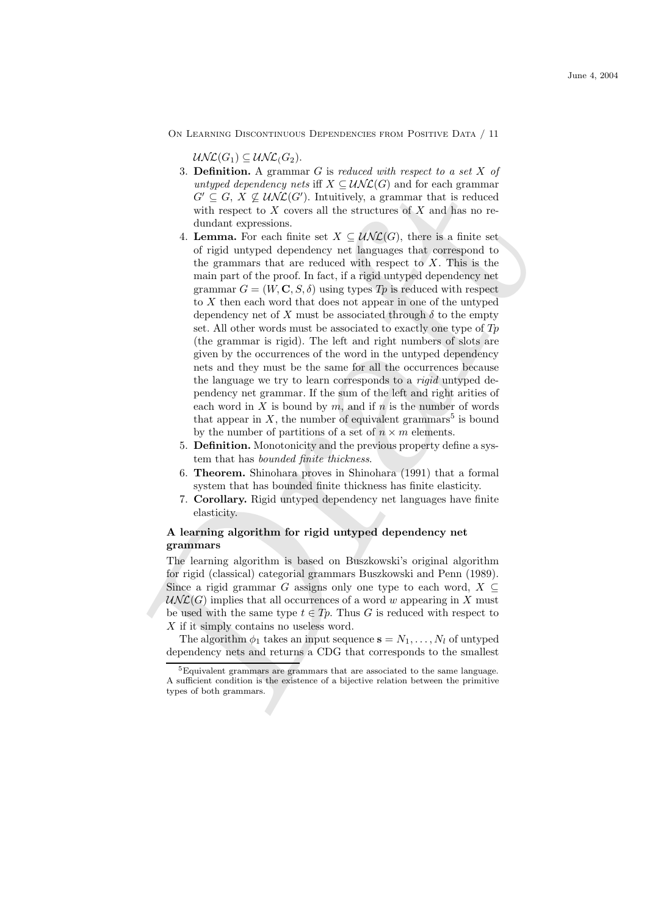$\mathcal{UNL}(G_1) \subseteq \mathcal{UNL}(G_2)$.

3. **Definition.** A grammar $G$ is *reduced with respect to a set $X$ of untyped dependency nets* iff $X \subseteq \mathcal{UNL}(G)$ and for each grammar $G' \subseteq G$, $X \not\subseteq \mathcal{UNL}(G')$. Intuitively, a grammar that is reduced with respect to $X$ covers all the structures of $X$ and has no redundant expressions.
4. **Lemma.** For each finite set $X \subseteq \mathcal{UNL}(G)$, there is a finite set of rigid untyped dependency net languages that correspond to the grammars that are reduced with respect to $X$. This is the main part of the proof. In fact, if a rigid untyped dependency net grammar $G = (W, \mathbf{C}, S, \delta)$ using types $Tp$ is reduced with respect to $X$ then each word that does not appear in one of the untyped dependency net of $X$ must be associated through $\delta$ to the empty set. All other words must be associated to exactly one type of $Tp$ (the grammar is rigid). The left and right numbers of slots are given by the occurrences of the word in the untyped dependency nets and they must be the same for all the occurrences because the language we try to learn corresponds to a *rigid* untyped dependency net grammar. If the sum of the left and right arities of each word in $X$ is bound by $m$, and if $n$ is the number of words that appear in $X$, the number of equivalent grammars[5] is bound by the number of partitions of a set of $n \times m$ elements.
5. **Definition.** Monotonicity and the previous property define a system that has *bounded finite thickness*.
6. **Theorem.** Shinohara proves in Shinohara (1991) that a formal system that has bounded finite thickness has finite elasticity.
7. **Corollary.** Rigid untyped dependency net languages have finite elasticity.

### A learning algorithm for rigid untyped dependency net grammars

The learning algorithm is based on Buszkowski's original algorithm for rigid (classical) categorial grammars Buszkowski and Penn (1989). Since a rigid grammar $G$ assigns only one type to each word, $X \subseteq \mathcal{UNL}(G)$ implies that all occurrences of a word $w$ appearing in $X$ must be used with the same type $t \in Tp$. Thus $G$ is reduced with respect to $X$ if it simply contains no useless word.

The algorithm $\phi_1$ takes an input sequence $\mathbf{s} = N_1, \ldots, N_l$ of untyped dependency nets and returns a CDG that corresponds to the smallest

---

[5] Equivalent grammars are grammars that are associated to the same language. A sufficient condition is the existence of a bijective relation between the primitive types of both grammars.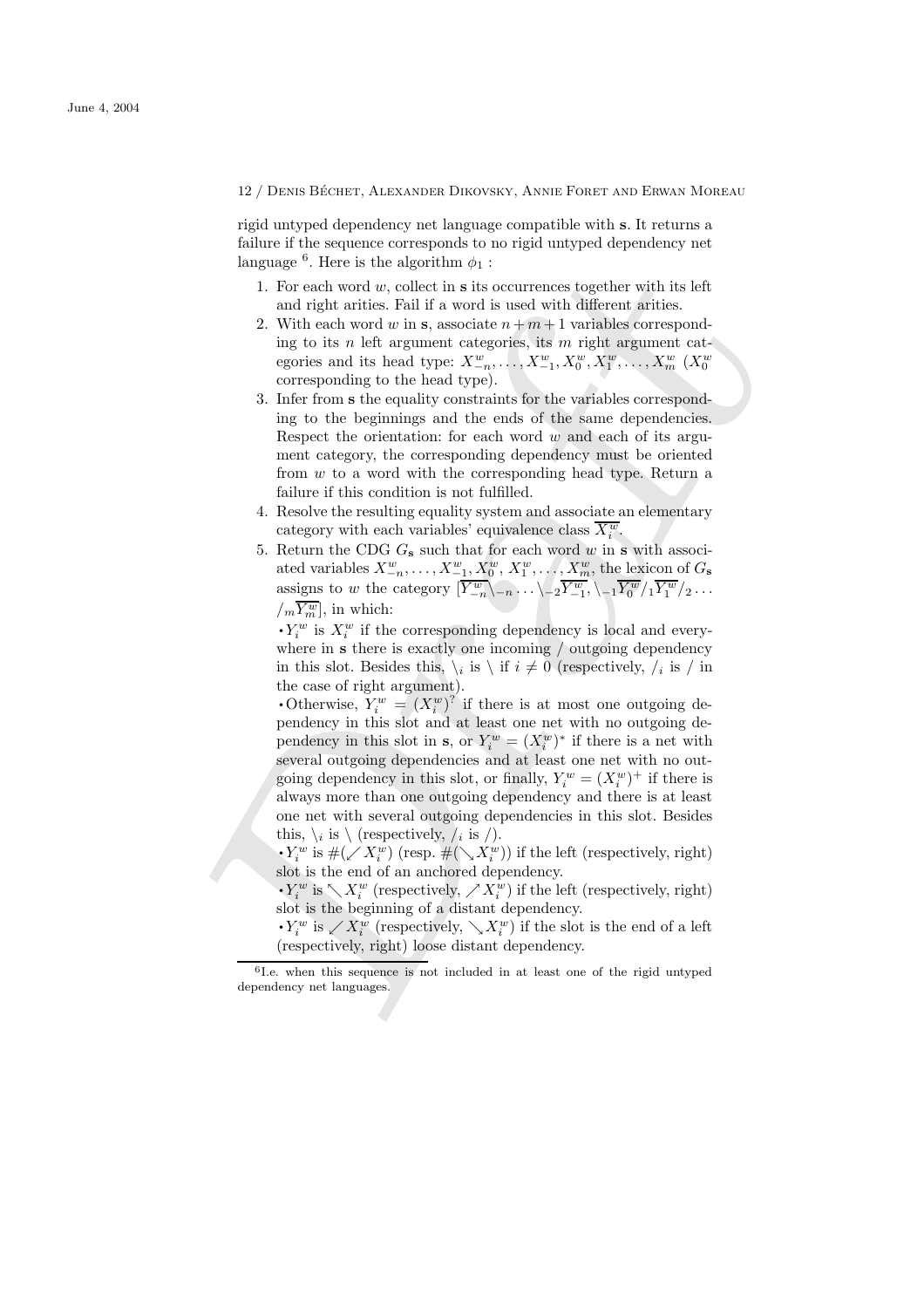rigid untyped dependency net language compatible with **s**. It returns a failure if the sequence corresponds to no rigid untyped dependency net language [6]. Here is the algorithm $\phi_1$ :

1. For each word $w$, collect in **s** its occurrences together with its left and right arities. Fail if a word is used with different arities.
2. With each word $w$ in **s**, associate $n+m+1$ variables corresponding to its $n$ left argument categories, its $m$ right argument categories and its head type: $X^w_{-n}, \ldots, X^w_{-1}, X^w_0, X^w_1, \ldots, X^w_m$ ($X^w_0$ corresponding to the head type).
3. Infer from **s** the equality constraints for the variables corresponding to the beginnings and the ends of the same dependencies. Respect the orientation: for each word $w$ and each of its argument category, the corresponding dependency must be oriented from $w$ to a word with the corresponding head type. Return a failure if this condition is not fulfilled.
4. Resolve the resulting equality system and associate an elementary category with each variables' equivalence class $\overline{X^w_i}$.
5. Return the CDG $G_{\mathbf{s}}$ such that for each word $w$ in **s** with associated variables $X^w_{-n}, \ldots, X^w_{-1}, X^w_0, X^w_1, \ldots, X^w_m$, the lexicon of $G_{\mathbf{s}}$ assigns to $w$ the category $[\overline{Y^w_{-n}}\backslash_{-n} \ldots \backslash_{-2}\overline{Y^w_{-1}}\backslash_{-1}\overline{Y^w_0}/_1\overline{Y^w_1}/_2 \ldots /_m\overline{Y^w_m}]$, in which:

   • $Y^w_i$ is $X^w_i$ if the corresponding dependency is local and everywhere in **s** there is exactly one incoming / outgoing dependency in this slot. Besides this, $\backslash_i$ is $\backslash$ if $i \neq 0$ (respectively, $/_i$ is $/$ in the case of right argument).

   • Otherwise, $Y^w_i = (X^w_i)^?$ if there is at most one outgoing dependency in this slot and at least one net with no outgoing dependency in this slot in **s**, or $Y^w_i = (X^w_i)^*$ if there is a net with several outgoing dependencies and at least one net with no outgoing dependency in this slot, or finally, $Y^w_i = (X^w_i)^+$ if there is always more than one outgoing dependency and there is at least one net with several outgoing dependencies in this slot. Besides this, $\backslash_i$ is $\backslash$ (respectively, $/_i$ is $/$).

   • $Y^w_i$ is $\#(\swarrow X^w_i)$ (resp. $\#(\searrow X^w_i)$) if the left (respectively, right) slot is the end of an anchored dependency.

   • $Y^w_i$ is $\nwarrow X^w_i$ (respectively, $\nearrow X^w_i$) if the left (respectively, right) slot is the beginning of a distant dependency.

   • $Y^w_i$ is $\swarrow X^w_i$ (respectively, $\searrow X^w_i$) if the slot is the end of a left (respectively, right) loose distant dependency.

---

[6] I.e. when this sequence is not included in at least one of the rigid untyped dependency net languages.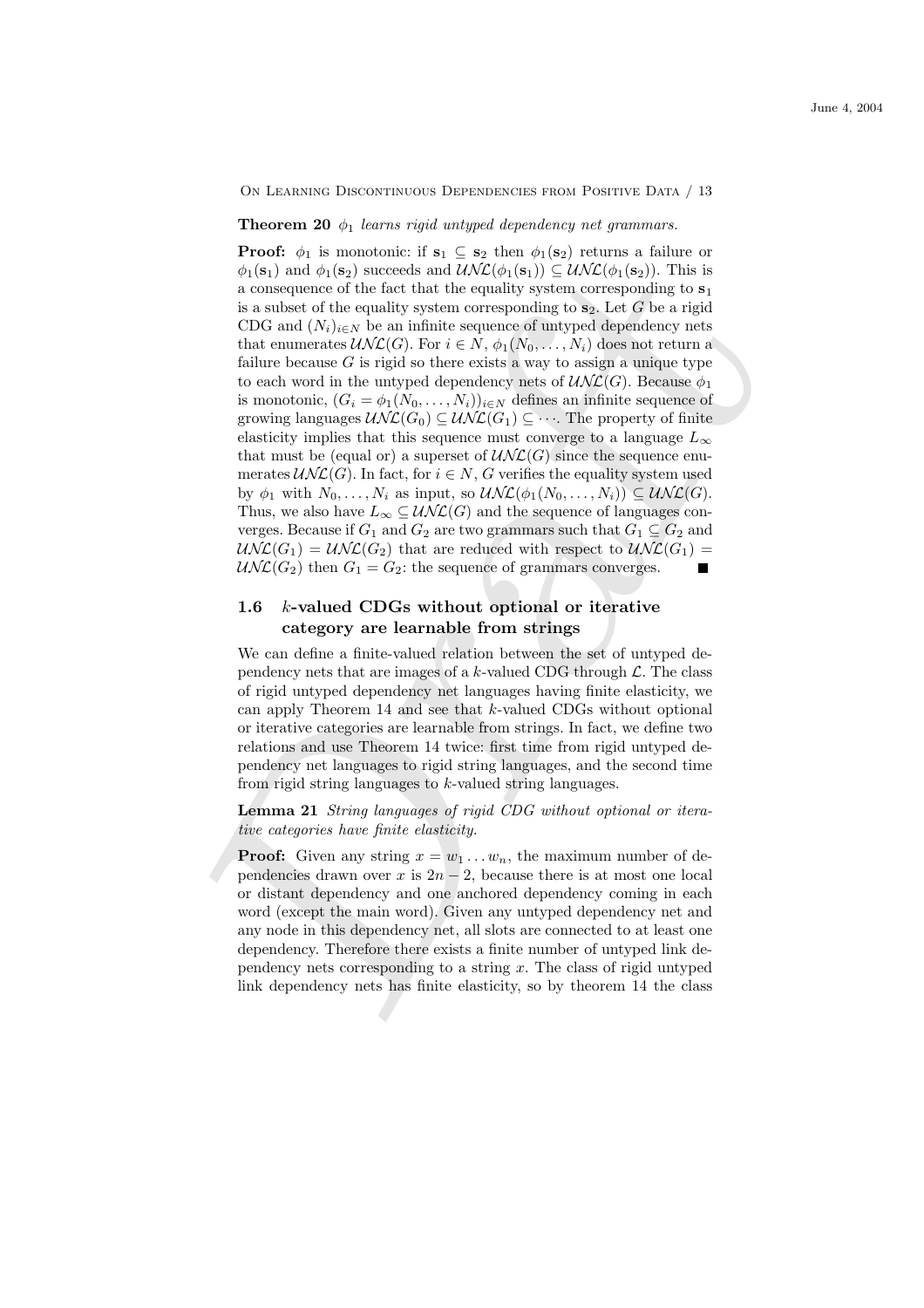**Theorem 20** *$\phi_1$ learns rigid untyped dependency net grammars.*

**Proof:** $\phi_1$ is monotonic: if $\mathbf{s}_1 \subseteq \mathbf{s}_2$ then $\phi_1(\mathbf{s}_2)$ returns a failure or $\phi_1(\mathbf{s}_1)$ and $\phi_1(\mathbf{s}_2)$ succeeds and $\mathcal{UNL}(\phi_1(\mathbf{s}_1)) \subseteq \mathcal{UNL}(\phi_1(\mathbf{s}_2))$. This is a consequence of the fact that the equality system corresponding to $\mathbf{s}_1$ is a subset of the equality system corresponding to $\mathbf{s}_2$. Let $G$ be a rigid CDG and $(N_i)_{i \in N}$ be an infinite sequence of untyped dependency nets that enumerates $\mathcal{UNL}(G)$. For $i \in N$, $\phi_1(N_0, \ldots, N_i)$ does not return a failure because $G$ is rigid so there exists a way to assign a unique type to each word in the untyped dependency nets of $\mathcal{UNL}(G)$. Because $\phi_1$ is monotonic, $(G_i = \phi_1(N_0, \ldots, N_i))_{i \in N}$ defines an infinite sequence of growing languages $\mathcal{UNL}(G_0) \subseteq \mathcal{UNL}(G_1) \subseteq \cdots$. The property of finite elasticity implies that this sequence must converge to a language $L_\infty$ that must be (equal or) a superset of $\mathcal{UNL}(G)$ since the sequence enumerates $\mathcal{UNL}(G)$. In fact, for $i \in N$, $G$ verifies the equality system used by $\phi_1$ with $N_0, \ldots, N_i$ as input, so $\mathcal{UNL}(\phi_1(N_0, \ldots, N_i)) \subseteq \mathcal{UNL}(G)$. Thus, we also have $L_\infty \subseteq \mathcal{UNL}(G)$ and the sequence of languages converges. Because if $G_1$ and $G_2$ are two grammars such that $G_1 \subseteq G_2$ and $\mathcal{UNL}(G_1) = \mathcal{UNL}(G_2)$ that are reduced with respect to $\mathcal{UNL}(G_1) = \mathcal{UNL}(G_2)$ then $G_1 = G_2$: the sequence of grammars converges. ■

## 1.6 $k$-valued CDGs without optional or iterative category are learnable from strings

We can define a finite-valued relation between the set of untyped dependency nets that are images of a $k$-valued CDG through $\mathcal{L}$. The class of rigid untyped dependency net languages having finite elasticity, we can apply Theorem 14 and see that $k$-valued CDGs without optional or iterative categories are learnable from strings. In fact, we define two relations and use Theorem 14 twice: first time from rigid untyped dependency net languages to rigid string languages, and the second time from rigid string languages to $k$-valued string languages.

**Lemma 21** *String languages of rigid CDG without optional or iterative categories have finite elasticity.*

**Proof:** Given any string $x = w_1 \ldots w_n$, the maximum number of dependencies drawn over $x$ is $2n - 2$, because there is at most one local or distant dependency and one anchored dependency coming in each word (except the main word). Given any untyped dependency net and any node in this dependency net, all slots are connected to at least one dependency. Therefore there exists a finite number of untyped link dependency nets corresponding to a string $x$. The class of rigid untyped link dependency nets has finite elasticity, so by theorem 14 the class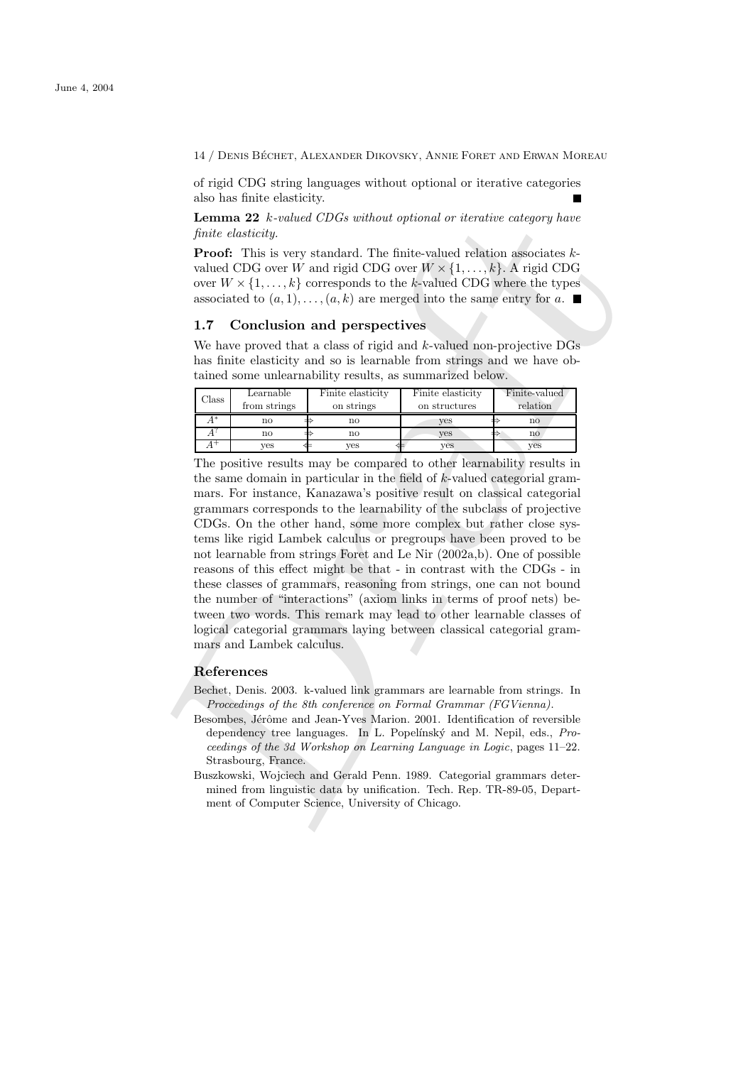of rigid CDG string languages without optional or iterative categories also has finite elasticity. ■

**Lemma 22** *k-valued CDGs without optional or iterative category have finite elasticity.*

**Proof:** This is very standard. The finite-valued relation associates $k$-valued CDG over $W$ and rigid CDG over $W \times \{1, \ldots, k\}$. A rigid CDG over $W \times \{1, \ldots, k\}$ corresponds to the $k$-valued CDG where the types associated to $(a, 1), \ldots, (a, k)$ are merged into the same entry for $a$. ■

## 1.7 Conclusion and perspectives

We have proved that a class of rigid and $k$-valued non-projective DGs has finite elasticity and so is learnable from strings and we have obtained some unlearnability results, as summarized below.

| Class | Learnable from strings | | Finite elasticity on strings | | Finite elasticity on structures | | Finite-valued relation |
|---|---|---|---|---|---|---|---|
| $A^*$ | no | $\Rightarrow$ | no | | yes | $\Rightarrow$ | no |
| $A^?$ | no | $\Rightarrow$ | no | | yes | $\Rightarrow$ | no |
| $A^+$ | yes | $\Leftarrow$ | yes | $\Leftarrow$ | yes | | yes |

The positive results may be compared to other learnability results in the same domain in particular in the field of $k$-valued categorial grammars. For instance, Kanazawa's positive result on classical categorial grammars corresponds to the learnability of the subclass of projective CDGs. On the other hand, some more complex but rather close systems like rigid Lambek calculus or pregroups have been proved to be not learnable from strings Foret and Le Nir (2002a,b). One of possible reasons of this effect might be that - in contrast with the CDGs - in these classes of grammars, reasoning from strings, one can not bound the number of "interactions" (axiom links in terms of proof nets) between two words. This remark may lead to other learnable classes of logical categorial grammars laying between classical categorial grammars and Lambek calculus.

## References

Bechet, Denis. 2003. k-valued link grammars are learnable from strings. In *Proccedings of the 8th conference on Formal Grammar (FGVienna)*.

Besombes, Jérôme and Jean-Yves Marion. 2001. Identification of reversible dependency tree languages. In L. Popelínský and M. Nepil, eds., *Proceedings of the 3d Workshop on Learning Language in Logic*, pages 11–22. Strasbourg, France.

Buszkowski, Wojciech and Gerald Penn. 1989. Categorial grammars determined from linguistic data by unification. Tech. Rep. TR-89-05, Department of Computer Science, University of Chicago.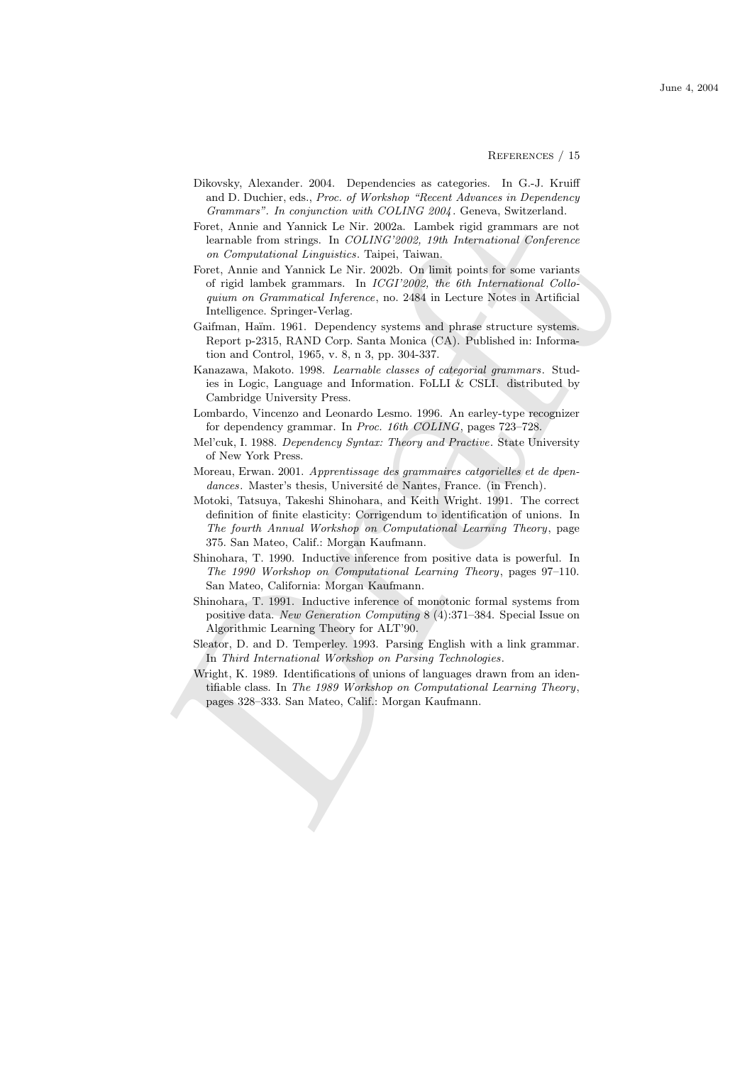Dikovsky, Alexander. 2004. Dependencies as categories. In G.-J. Kruiff and D. Duchier, eds., *Proc. of Workshop "Recent Advances in Dependency Grammars". In conjunction with COLING 2004*. Geneva, Switzerland.

Foret, Annie and Yannick Le Nir. 2002a. Lambek rigid grammars are not learnable from strings. In *COLING'2002, 19th International Conference on Computational Linguistics*. Taipei, Taiwan.

Foret, Annie and Yannick Le Nir. 2002b. On limit points for some variants of rigid lambek grammars. In *ICGI'2002, the 6th International Colloquium on Grammatical Inference*, no. 2484 in Lecture Notes in Artificial Intelligence. Springer-Verlag.

Gaifman, Haïm. 1961. Dependency systems and phrase structure systems. Report p-2315, RAND Corp. Santa Monica (CA). Published in: Information and Control, 1965, v. 8, n 3, pp. 304-337.

Kanazawa, Makoto. 1998. *Learnable classes of categorial grammars*. Studies in Logic, Language and Information. FoLLI & CSLI. distributed by Cambridge University Press.

Lombardo, Vincenzo and Leonardo Lesmo. 1996. An earley-type recognizer for dependency grammar. In *Proc. 16th COLING*, pages 723–728.

Mel'cuk, I. 1988. *Dependency Syntax: Theory and Practive*. State University of New York Press.

Moreau, Erwan. 2001. *Apprentissage des grammaires catgorielles et de dpendances*. Master's thesis, Université de Nantes, France. (in French).

Motoki, Tatsuya, Takeshi Shinohara, and Keith Wright. 1991. The correct definition of finite elasticity: Corrigendum to identification of unions. In *The fourth Annual Workshop on Computational Learning Theory*, page 375. San Mateo, Calif.: Morgan Kaufmann.

Shinohara, T. 1990. Inductive inference from positive data is powerful. In *The 1990 Workshop on Computational Learning Theory*, pages 97–110. San Mateo, California: Morgan Kaufmann.

Shinohara, T. 1991. Inductive inference of monotonic formal systems from positive data. *New Generation Computing* 8 (4):371–384. Special Issue on Algorithmic Learning Theory for ALT'90.

Sleator, D. and D. Temperley. 1993. Parsing English with a link grammar. In *Third International Workshop on Parsing Technologies*.

Wright, K. 1989. Identifications of unions of languages drawn from an identifiable class. In *The 1989 Workshop on Computational Learning Theory*, pages 328–333. San Mateo, Calif.: Morgan Kaufmann.